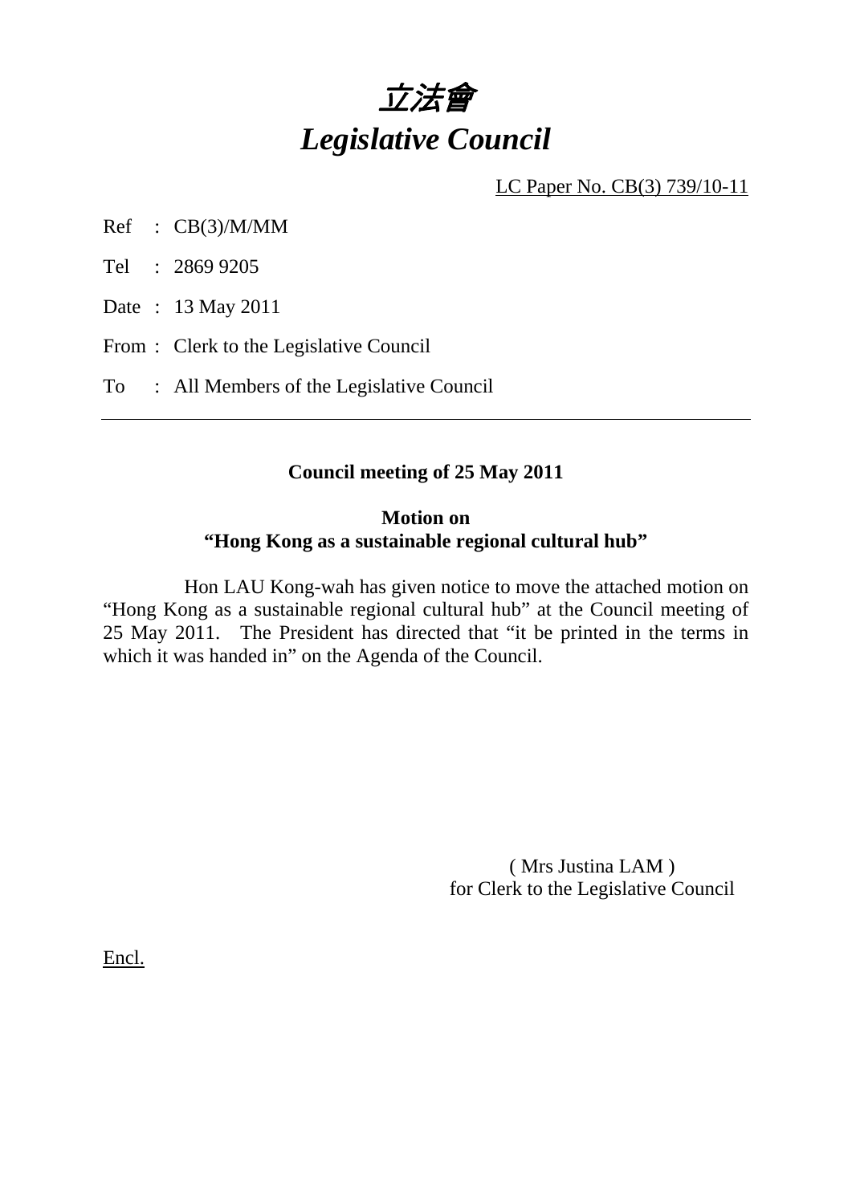# *立法會*
# *Legislative Council*

LC Paper No. CB(3) 739/10-11

Ref : CB(3)/M/MM

Tel : 2869 9205

Date : 13 May 2011

From : Clerk to the Legislative Council

To : All Members of the Legislative Council

---

**Council meeting of 25 May 2011**

**Motion on**
**"Hong Kong as a sustainable regional cultural hub"**

Hon LAU Kong-wah has given notice to move the attached motion on "Hong Kong as a sustainable regional cultural hub" at the Council meeting of 25 May 2011. The President has directed that "it be printed in the terms in which it was handed in" on the Agenda of the Council.

( Mrs Justina LAM )
for Clerk to the Legislative Council

Encl.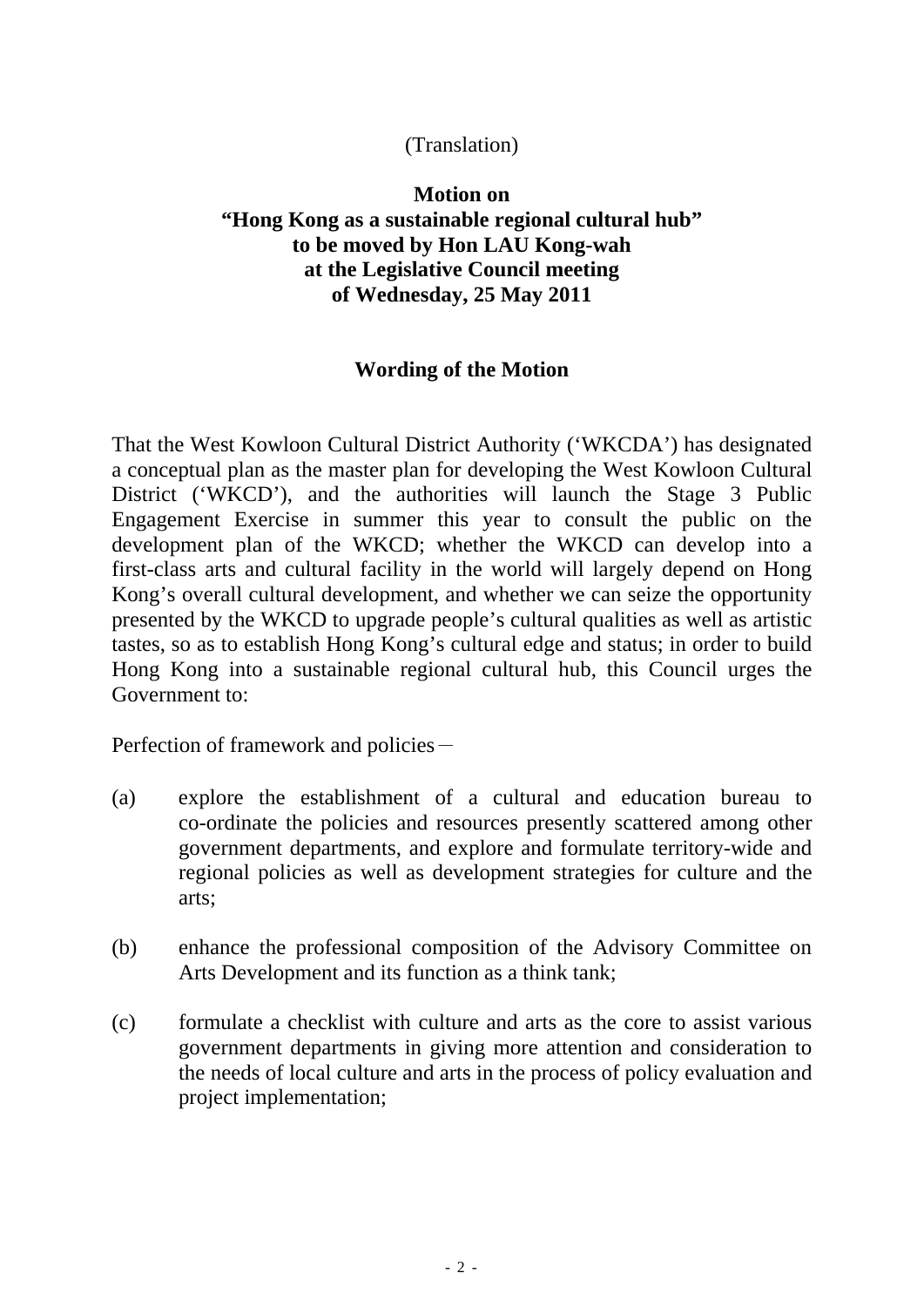(Translation)

**Motion on**
**"Hong Kong as a sustainable regional cultural hub"**
**to be moved by Hon LAU Kong-wah**
**at the Legislative Council meeting**
**of Wednesday, 25 May 2011**

**Wording of the Motion**

That the West Kowloon Cultural District Authority ('WKCDA') has designated a conceptual plan as the master plan for developing the West Kowloon Cultural District ('WKCD'), and the authorities will launch the Stage 3 Public Engagement Exercise in summer this year to consult the public on the development plan of the WKCD; whether the WKCD can develop into a first-class arts and cultural facility in the world will largely depend on Hong Kong's overall cultural development, and whether we can seize the opportunity presented by the WKCD to upgrade people's cultural qualities as well as artistic tastes, so as to establish Hong Kong's cultural edge and status; in order to build Hong Kong into a sustainable regional cultural hub, this Council urges the Government to:

Perfection of framework and policies－

(a) explore the establishment of a cultural and education bureau to co-ordinate the policies and resources presently scattered among other government departments, and explore and formulate territory-wide and regional policies as well as development strategies for culture and the arts;

(b) enhance the professional composition of the Advisory Committee on Arts Development and its function as a think tank;

(c) formulate a checklist with culture and arts as the core to assist various government departments in giving more attention and consideration to the needs of local culture and arts in the process of policy evaluation and project implementation;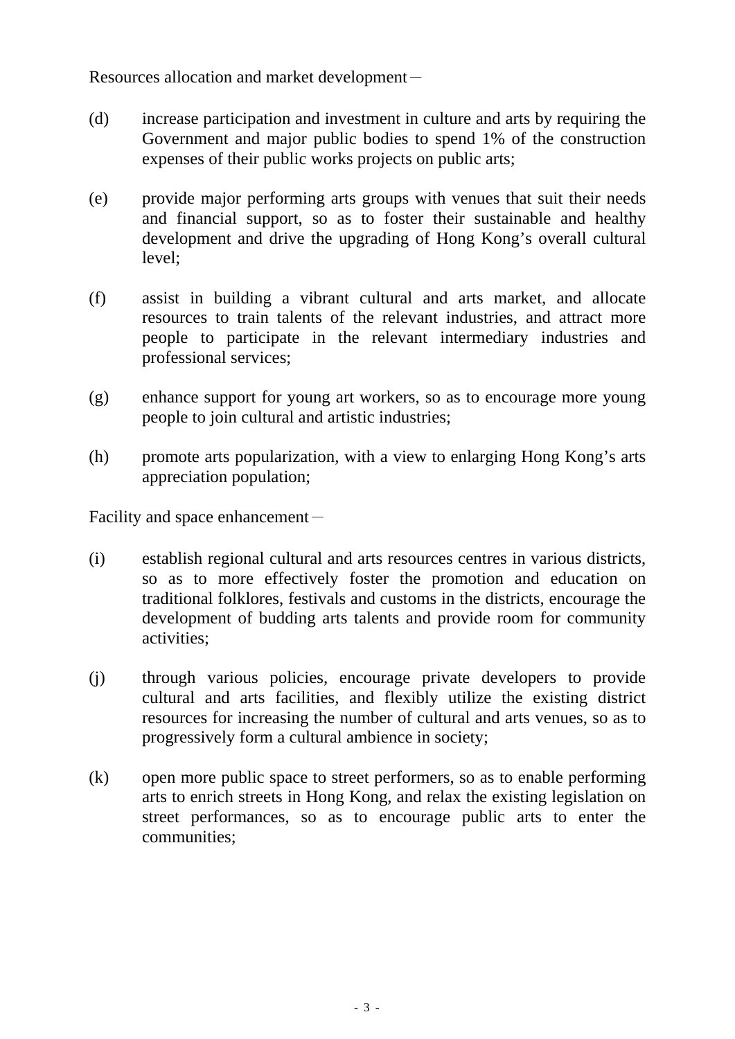Resources allocation and market development－

(d) increase participation and investment in culture and arts by requiring the Government and major public bodies to spend 1% of the construction expenses of their public works projects on public arts;

(e) provide major performing arts groups with venues that suit their needs and financial support, so as to foster their sustainable and healthy development and drive the upgrading of Hong Kong's overall cultural level;

(f) assist in building a vibrant cultural and arts market, and allocate resources to train talents of the relevant industries, and attract more people to participate in the relevant intermediary industries and professional services;

(g) enhance support for young art workers, so as to encourage more young people to join cultural and artistic industries;

(h) promote arts popularization, with a view to enlarging Hong Kong's arts appreciation population;

Facility and space enhancement－

(i) establish regional cultural and arts resources centres in various districts, so as to more effectively foster the promotion and education on traditional folklores, festivals and customs in the districts, encourage the development of budding arts talents and provide room for community activities;

(j) through various policies, encourage private developers to provide cultural and arts facilities, and flexibly utilize the existing district resources for increasing the number of cultural and arts venues, so as to progressively form a cultural ambience in society;

(k) open more public space to street performers, so as to enable performing arts to enrich streets in Hong Kong, and relax the existing legislation on street performances, so as to encourage public arts to enter the communities;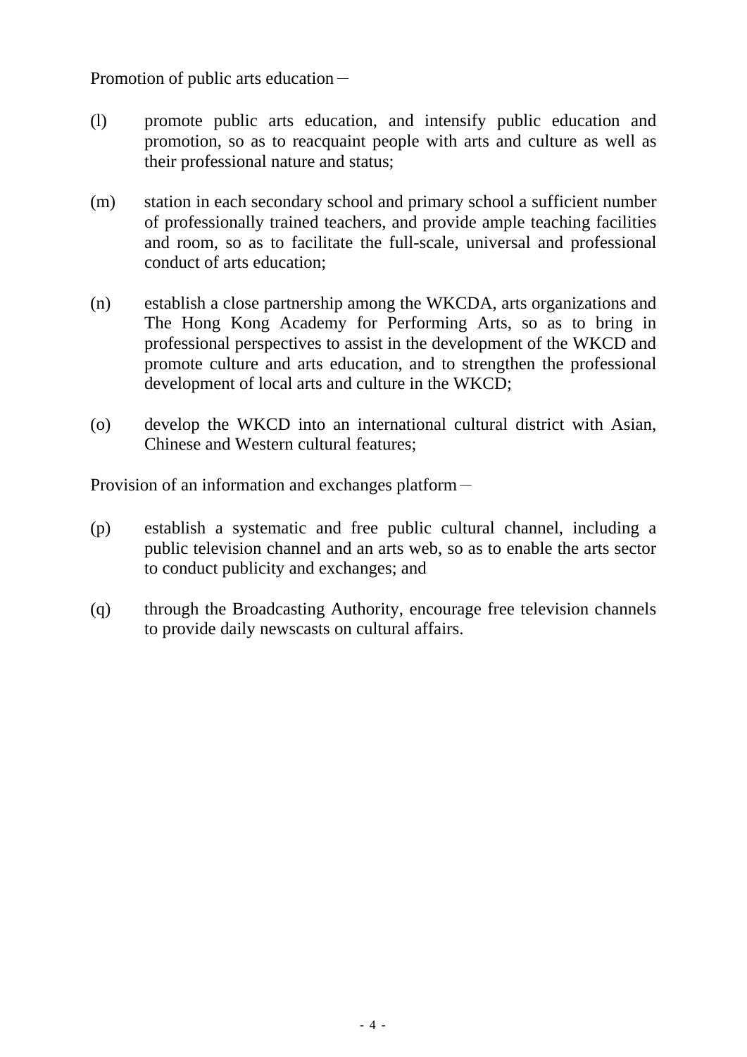Promotion of public arts education－

(l) promote public arts education, and intensify public education and promotion, so as to reacquaint people with arts and culture as well as their professional nature and status;

(m) station in each secondary school and primary school a sufficient number of professionally trained teachers, and provide ample teaching facilities and room, so as to facilitate the full-scale, universal and professional conduct of arts education;

(n) establish a close partnership among the WKCDA, arts organizations and The Hong Kong Academy for Performing Arts, so as to bring in professional perspectives to assist in the development of the WKCD and promote culture and arts education, and to strengthen the professional development of local arts and culture in the WKCD;

(o) develop the WKCD into an international cultural district with Asian, Chinese and Western cultural features;

Provision of an information and exchanges platform－

(p) establish a systematic and free public cultural channel, including a public television channel and an arts web, so as to enable the arts sector to conduct publicity and exchanges; and

(q) through the Broadcasting Authority, encourage free television channels to provide daily newscasts on cultural affairs.